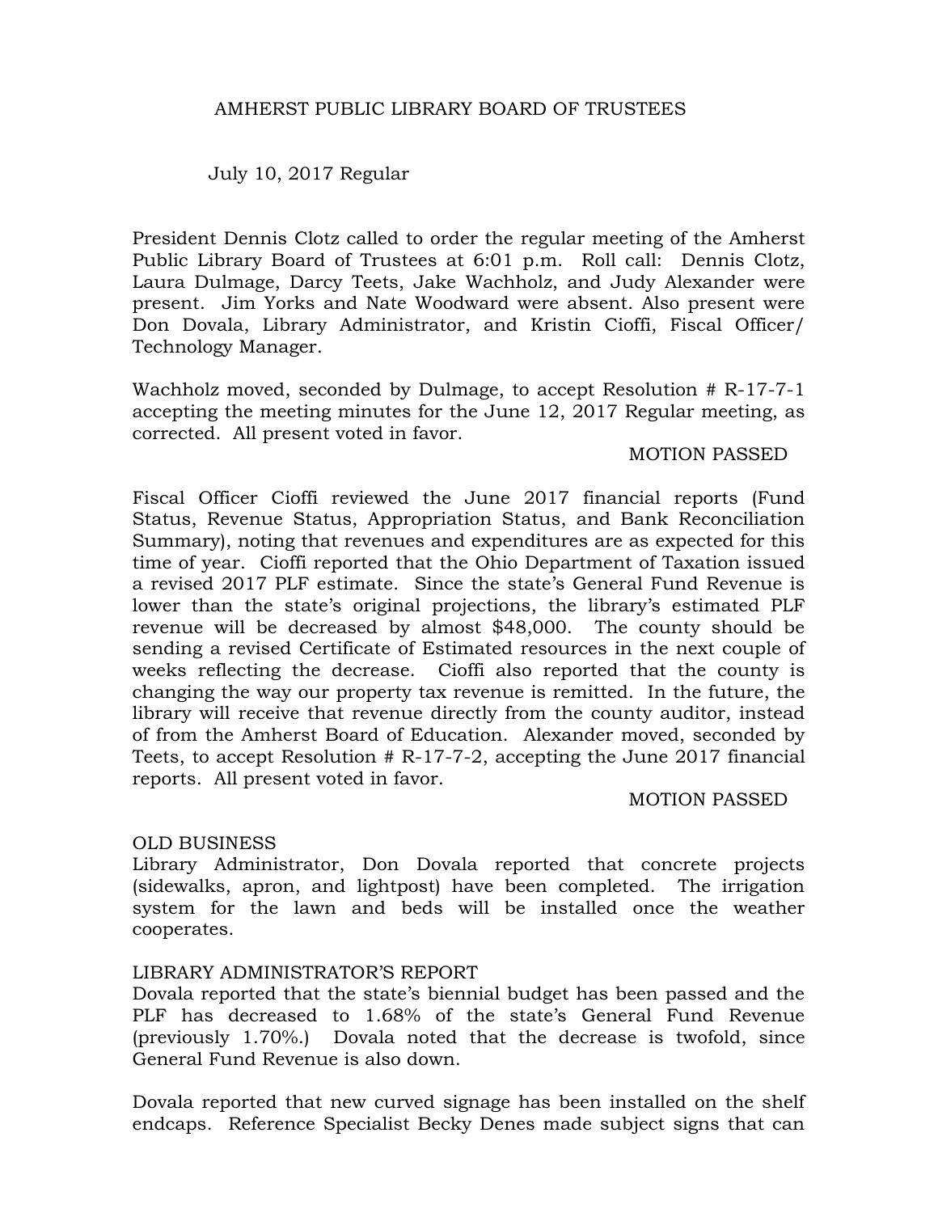# AMHERST PUBLIC LIBRARY BOARD OF TRUSTEES

July 10, 2017 Regular

President Dennis Clotz called to order the regular meeting of the Amherst Public Library Board of Trustees at 6:01 p.m. Roll call: Dennis Clotz, Laura Dulmage, Darcy Teets, Jake Wachholz, and Judy Alexander were present. Jim Yorks and Nate Woodward were absent. Also present were Don Dovala, Library Administrator, and Kristin Cioffi, Fiscal Officer/ Technology Manager.

Wachholz moved, seconded by Dulmage, to accept Resolution # R-17-7-1 accepting the meeting minutes for the June 12, 2017 Regular meeting, as corrected. All present voted in favor.

MOTION PASSED

Fiscal Officer Cioffi reviewed the June 2017 financial reports (Fund Status, Revenue Status, Appropriation Status, and Bank Reconciliation Summary), noting that revenues and expenditures are as expected for this time of year. Cioffi reported that the Ohio Department of Taxation issued a revised 2017 PLF estimate. Since the state's General Fund Revenue is lower than the state's original projections, the library's estimated PLF revenue will be decreased by almost $48,000. The county should be sending a revised Certificate of Estimated resources in the next couple of weeks reflecting the decrease. Cioffi also reported that the county is changing the way our property tax revenue is remitted. In the future, the library will receive that revenue directly from the county auditor, instead of from the Amherst Board of Education. Alexander moved, seconded by Teets, to accept Resolution # R-17-7-2, accepting the June 2017 financial reports. All present voted in favor.

MOTION PASSED

## OLD BUSINESS

Library Administrator, Don Dovala reported that concrete projects (sidewalks, apron, and lightpost) have been completed. The irrigation system for the lawn and beds will be installed once the weather cooperates.

## LIBRARY ADMINISTRATOR'S REPORT

Dovala reported that the state's biennial budget has been passed and the PLF has decreased to 1.68% of the state's General Fund Revenue (previously 1.70%.) Dovala noted that the decrease is twofold, since General Fund Revenue is also down.

Dovala reported that new curved signage has been installed on the shelf endcaps. Reference Specialist Becky Denes made subject signs that can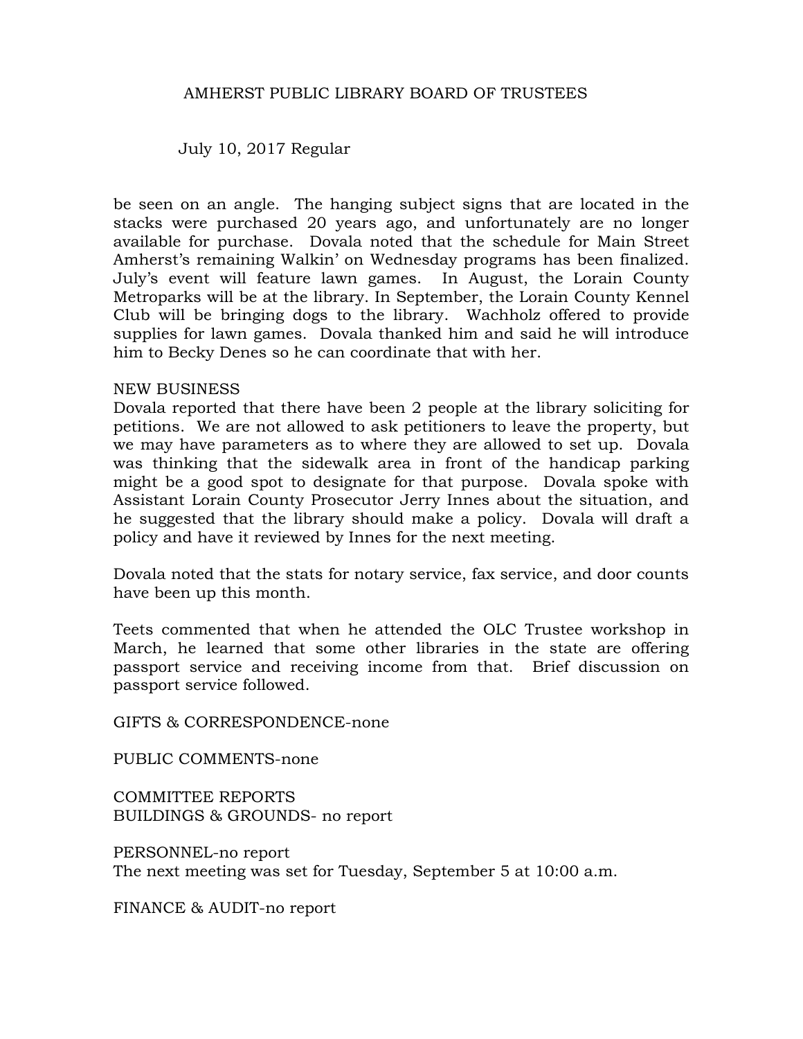be seen on an angle. The hanging subject signs that are located in the stacks were purchased 20 years ago, and unfortunately are no longer available for purchase. Dovala noted that the schedule for Main Street Amherst's remaining Walkin' on Wednesday programs has been finalized. July's event will feature lawn games. In August, the Lorain County Metroparks will be at the library. In September, the Lorain County Kennel Club will be bringing dogs to the library. Wachholz offered to provide supplies for lawn games. Dovala thanked him and said he will introduce him to Becky Denes so he can coordinate that with her.

NEW BUSINESS

Dovala reported that there have been 2 people at the library soliciting for petitions. We are not allowed to ask petitioners to leave the property, but we may have parameters as to where they are allowed to set up. Dovala was thinking that the sidewalk area in front of the handicap parking might be a good spot to designate for that purpose. Dovala spoke with Assistant Lorain County Prosecutor Jerry Innes about the situation, and he suggested that the library should make a policy. Dovala will draft a policy and have it reviewed by Innes for the next meeting.

Dovala noted that the stats for notary service, fax service, and door counts have been up this month.

Teets commented that when he attended the OLC Trustee workshop in March, he learned that some other libraries in the state are offering passport service and receiving income from that. Brief discussion on passport service followed.

GIFTS & CORRESPONDENCE-none

PUBLIC COMMENTS-none

COMMITTEE REPORTS

BUILDINGS & GROUNDS- no report

PERSONNEL-no report

The next meeting was set for Tuesday, September 5 at 10:00 a.m.

FINANCE & AUDIT-no report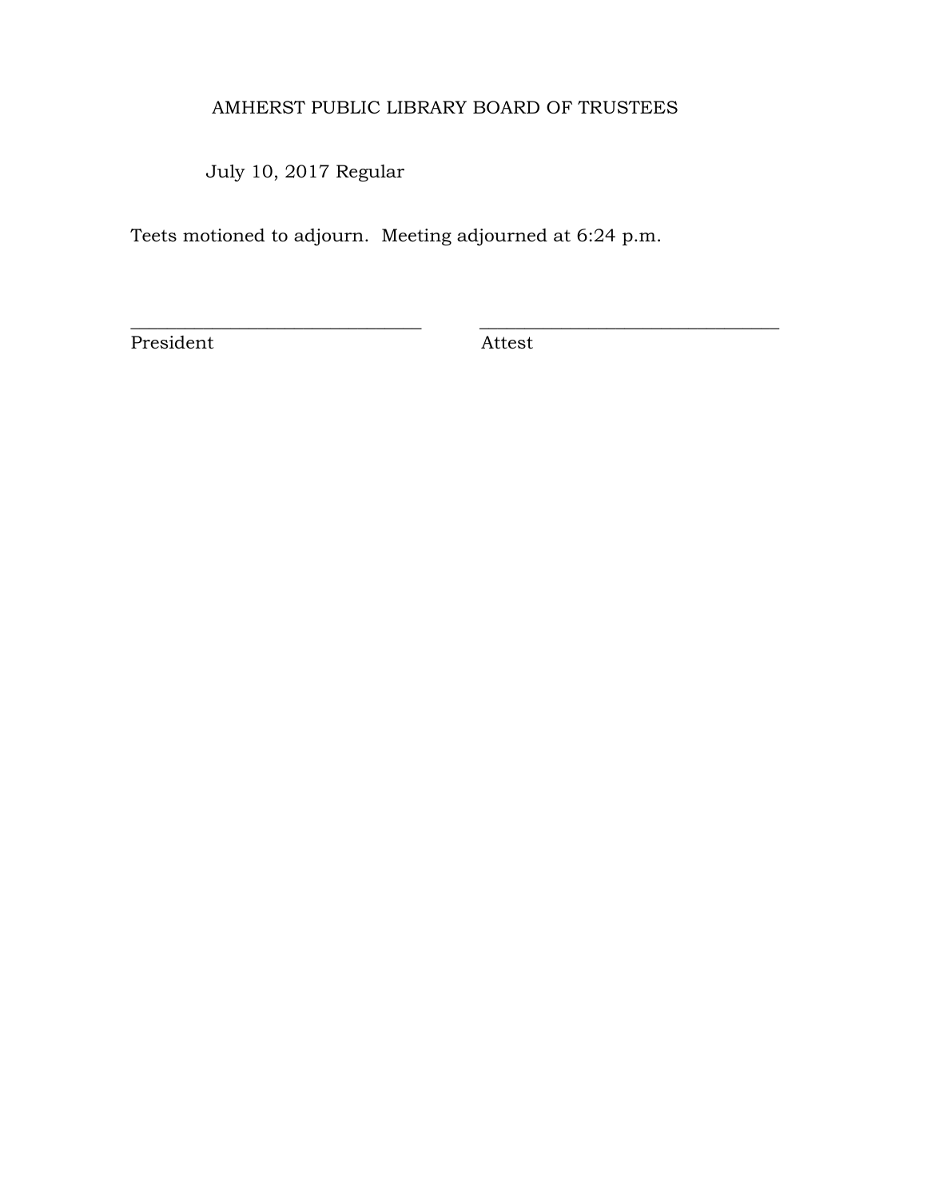AMHERST PUBLIC LIBRARY BOARD OF TRUSTEES

July 10, 2017 Regular

Teets motioned to adjourn. Meeting adjourned at 6:24 p.m.

\_\_\_\_\_\_\_\_\_\_\_\_\_\_\_\_\_\_\_\_\_\_\_\_\_\_\_\_\_\_\_\_ \_\_\_\_\_\_\_\_\_\_\_\_\_\_\_\_\_\_\_\_\_\_\_\_\_\_\_\_\_\_\_\_

President Attest